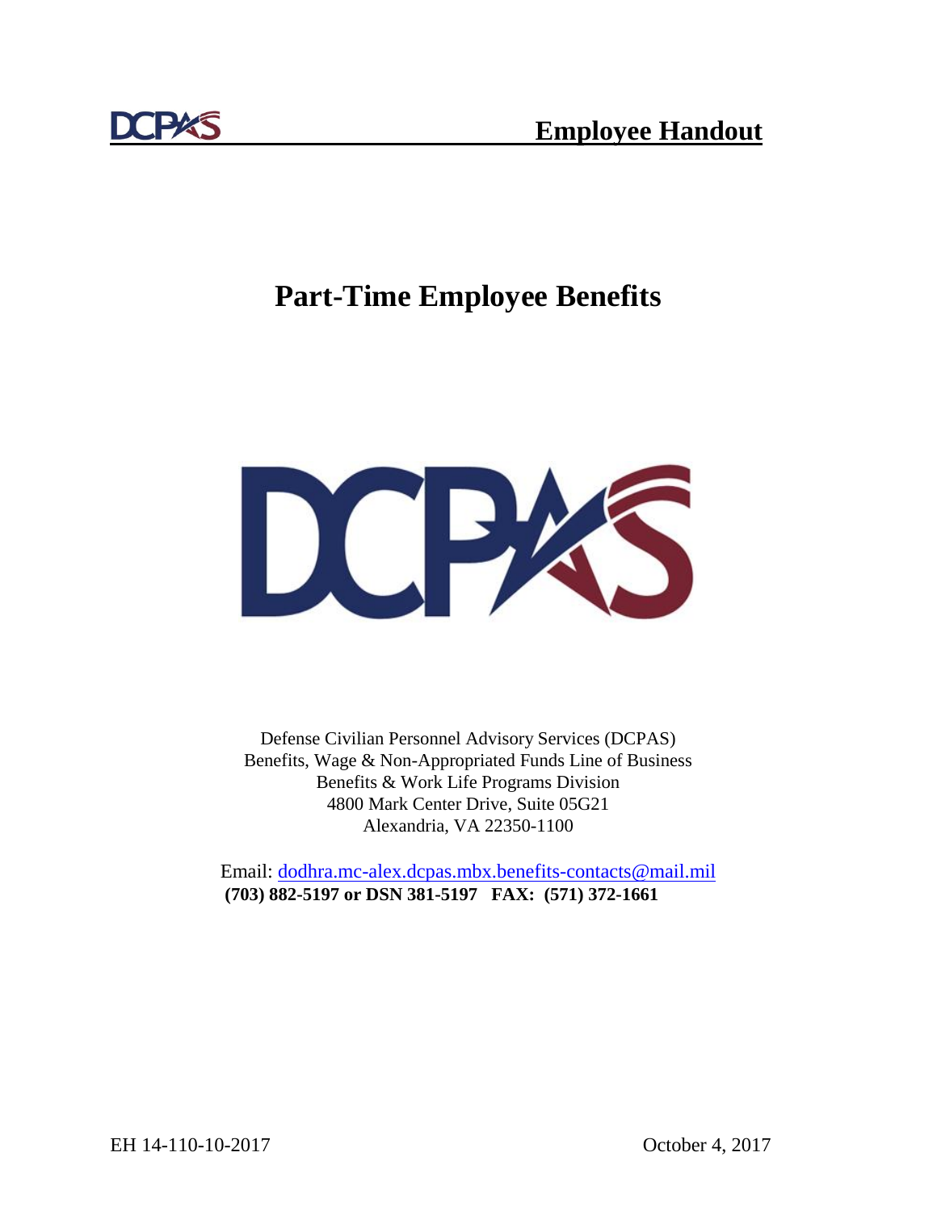**Employee Handout**

# Part-Time Employee Benefits

Defense Civilian Personnel Advisory Services (DCPAS)
Benefits, Wage & Non-Appropriated Funds Line of Business
Benefits & Work Life Programs Division
4800 Mark Center Drive, Suite 05G21
Alexandria, VA 22350-1100

Email: dodhra.mc-alex.dcpas.mbx.benefits-contacts@mail.mil
**(703) 882-5197 or DSN 381-5197 FAX: (571) 372-1661**

EH 14-110-10-2017

October 4, 2017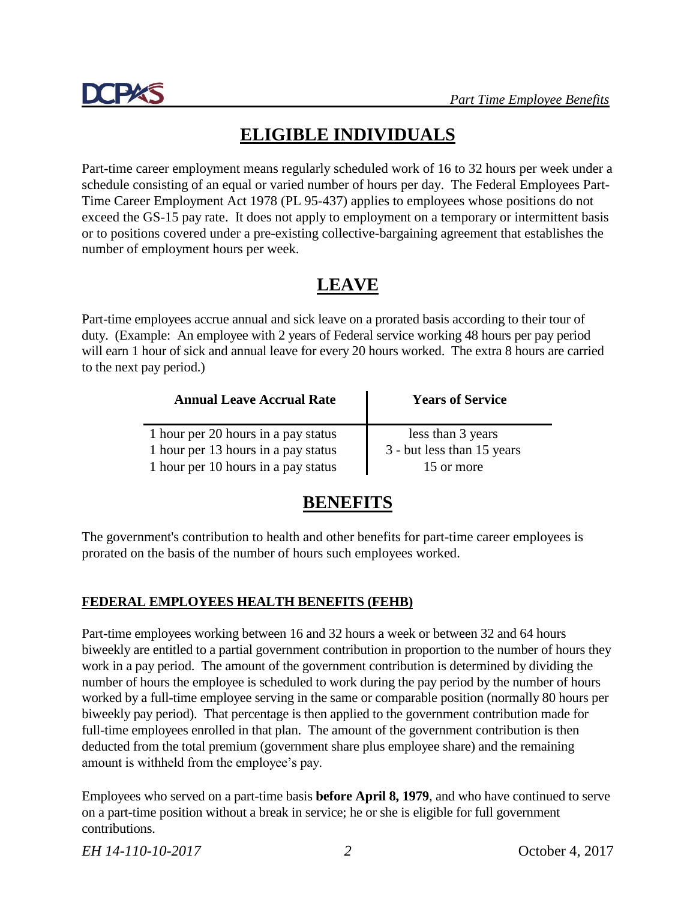# ELIGIBLE INDIVIDUALS

Part-time career employment means regularly scheduled work of 16 to 32 hours per week under a schedule consisting of an equal or varied number of hours per day. The Federal Employees Part-Time Career Employment Act 1978 (PL 95-437) applies to employees whose positions do not exceed the GS-15 pay rate. It does not apply to employment on a temporary or intermittent basis or to positions covered under a pre-existing collective-bargaining agreement that establishes the number of employment hours per week.

# LEAVE

Part-time employees accrue annual and sick leave on a prorated basis according to their tour of duty. (Example: An employee with 2 years of Federal service working 48 hours per pay period will earn 1 hour of sick and annual leave for every 20 hours worked. The extra 8 hours are carried to the next pay period.)

| Annual Leave Accrual Rate | Years of Service |
| --- | --- |
| 1 hour per 20 hours in a pay status | less than 3 years |
| 1 hour per 13 hours in a pay status | 3 - but less than 15 years |
| 1 hour per 10 hours in a pay status | 15 or more |

# BENEFITS

The government's contribution to health and other benefits for part-time career employees is prorated on the basis of the number of hours such employees worked.

## FEDERAL EMPLOYEES HEALTH BENEFITS (FEHB)

Part-time employees working between 16 and 32 hours a week or between 32 and 64 hours biweekly are entitled to a partial government contribution in proportion to the number of hours they work in a pay period. The amount of the government contribution is determined by dividing the number of hours the employee is scheduled to work during the pay period by the number of hours worked by a full-time employee serving in the same or comparable position (normally 80 hours per biweekly pay period). That percentage is then applied to the government contribution made for full-time employees enrolled in that plan. The amount of the government contribution is then deducted from the total premium (government share plus employee share) and the remaining amount is withheld from the employee's pay.

Employees who served on a part-time basis **before April 8, 1979**, and who have continued to serve on a part-time position without a break in service; he or she is eligible for full government contributions.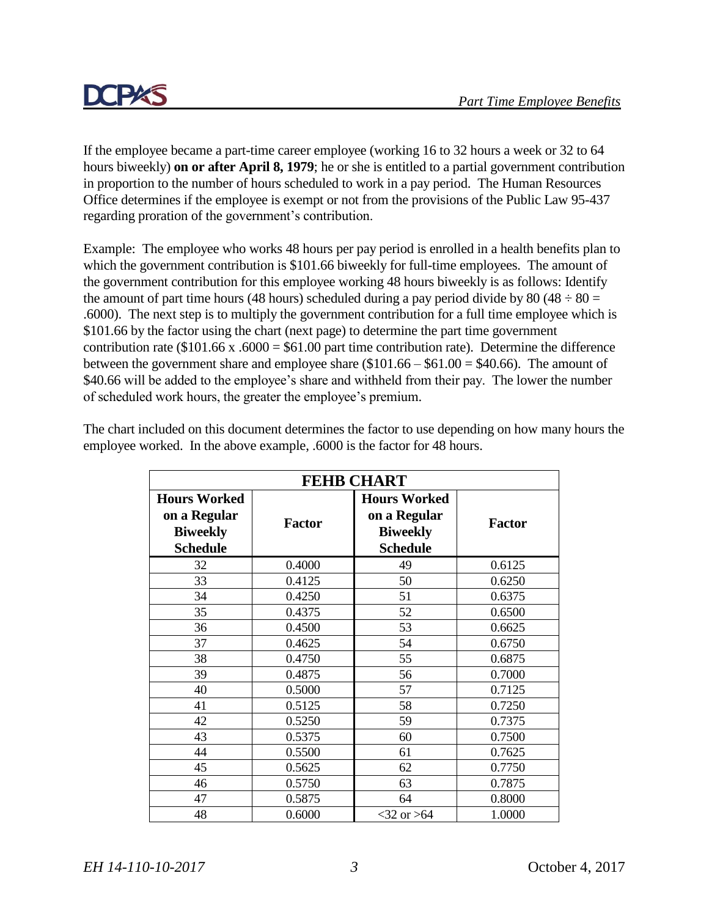If the employee became a part-time career employee (working 16 to 32 hours a week or 32 to 64 hours biweekly) **on or after April 8, 1979**; he or she is entitled to a partial government contribution in proportion to the number of hours scheduled to work in a pay period. The Human Resources Office determines if the employee is exempt or not from the provisions of the Public Law 95-437 regarding proration of the government's contribution.

Example: The employee who works 48 hours per pay period is enrolled in a health benefits plan to which the government contribution is \$101.66 biweekly for full-time employees. The amount of the government contribution for this employee working 48 hours biweekly is as follows: Identify the amount of part time hours (48 hours) scheduled during a pay period divide by 80 (48 ÷ 80 = .6000). The next step is to multiply the government contribution for a full time employee which is \$101.66 by the factor using the chart (next page) to determine the part time government contribution rate (\$101.66 x .6000 = \$61.00 part time contribution rate). Determine the difference between the government share and employee share (\$101.66 – \$61.00 = \$40.66). The amount of \$40.66 will be added to the employee's share and withheld from their pay. The lower the number of scheduled work hours, the greater the employee's premium.

The chart included on this document determines the factor to use depending on how many hours the employee worked. In the above example, .6000 is the factor for 48 hours.

| FEHB CHART | | | |
|---|---|---|---|
| **Hours Worked on a Regular Biweekly Schedule** | **Factor** | **Hours Worked on a Regular Biweekly Schedule** | **Factor** |
| 32 | 0.4000 | 49 | 0.6125 |
| 33 | 0.4125 | 50 | 0.6250 |
| 34 | 0.4250 | 51 | 0.6375 |
| 35 | 0.4375 | 52 | 0.6500 |
| 36 | 0.4500 | 53 | 0.6625 |
| 37 | 0.4625 | 54 | 0.6750 |
| 38 | 0.4750 | 55 | 0.6875 |
| 39 | 0.4875 | 56 | 0.7000 |
| 40 | 0.5000 | 57 | 0.7125 |
| 41 | 0.5125 | 58 | 0.7250 |
| 42 | 0.5250 | 59 | 0.7375 |
| 43 | 0.5375 | 60 | 0.7500 |
| 44 | 0.5500 | 61 | 0.7625 |
| 45 | 0.5625 | 62 | 0.7750 |
| 46 | 0.5750 | 63 | 0.7875 |
| 47 | 0.5875 | 64 | 0.8000 |
| 48 | 0.6000 | <32 or >64 | 1.0000 |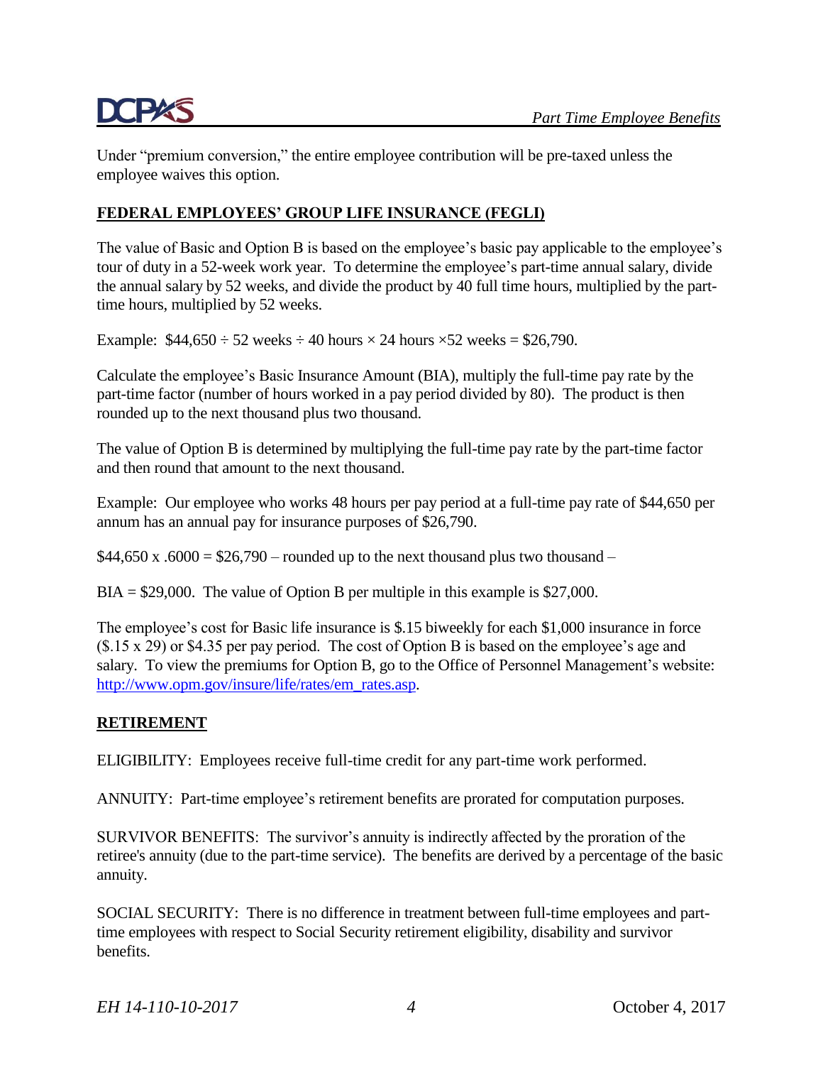Under "premium conversion," the entire employee contribution will be pre-taxed unless the employee waives this option.

## FEDERAL EMPLOYEES' GROUP LIFE INSURANCE (FEGLI)

The value of Basic and Option B is based on the employee's basic pay applicable to the employee's tour of duty in a 52-week work year. To determine the employee's part-time annual salary, divide the annual salary by 52 weeks, and divide the product by 40 full time hours, multiplied by the part-time hours, multiplied by 52 weeks.

Example: $44,650 ÷ 52 weeks ÷ 40 hours × 24 hours ×52 weeks = $26,790.

Calculate the employee's Basic Insurance Amount (BIA), multiply the full-time pay rate by the part-time factor (number of hours worked in a pay period divided by 80). The product is then rounded up to the next thousand plus two thousand.

The value of Option B is determined by multiplying the full-time pay rate by the part-time factor and then round that amount to the next thousand.

Example: Our employee who works 48 hours per pay period at a full-time pay rate of $44,650 per annum has an annual pay for insurance purposes of $26,790.

$44,650 x .6000 = $26,790 – rounded up to the next thousand plus two thousand –

BIA = $29,000. The value of Option B per multiple in this example is $27,000.

The employee's cost for Basic life insurance is $.15 biweekly for each $1,000 insurance in force ($.15 x 29) or $4.35 per pay period. The cost of Option B is based on the employee's age and salary. To view the premiums for Option B, go to the Office of Personnel Management's website: http://www.opm.gov/insure/life/rates/em_rates.asp.

## RETIREMENT

ELIGIBILITY: Employees receive full-time credit for any part-time work performed.

ANNUITY: Part-time employee's retirement benefits are prorated for computation purposes.

SURVIVOR BENEFITS: The survivor's annuity is indirectly affected by the proration of the retiree's annuity (due to the part-time service). The benefits are derived by a percentage of the basic annuity.

SOCIAL SECURITY: There is no difference in treatment between full-time employees and part-time employees with respect to Social Security retirement eligibility, disability and survivor benefits.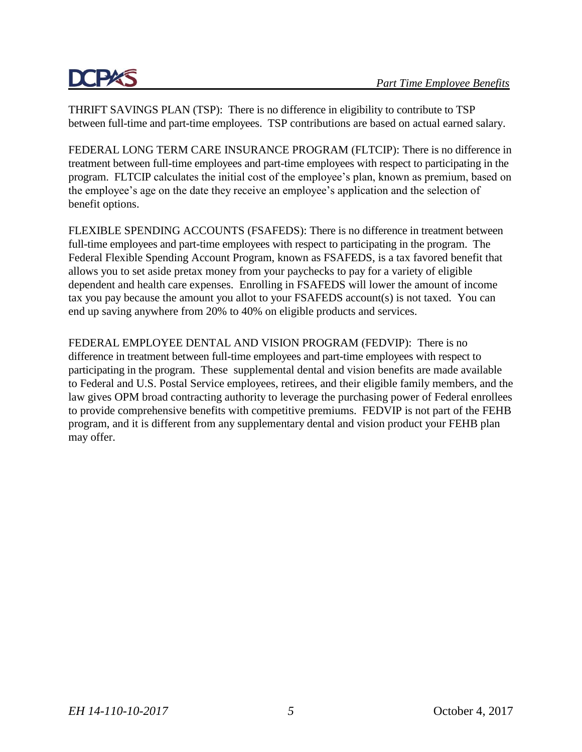THRIFT SAVINGS PLAN (TSP): There is no difference in eligibility to contribute to TSP between full-time and part-time employees. TSP contributions are based on actual earned salary.

FEDERAL LONG TERM CARE INSURANCE PROGRAM (FLTCIP): There is no difference in treatment between full-time employees and part-time employees with respect to participating in the program. FLTCIP calculates the initial cost of the employee's plan, known as premium, based on the employee's age on the date they receive an employee's application and the selection of benefit options.

FLEXIBLE SPENDING ACCOUNTS (FSAFEDS): There is no difference in treatment between full-time employees and part-time employees with respect to participating in the program. The Federal Flexible Spending Account Program, known as FSAFEDS, is a tax favored benefit that allows you to set aside pretax money from your paychecks to pay for a variety of eligible dependent and health care expenses. Enrolling in FSAFEDS will lower the amount of income tax you pay because the amount you allot to your FSAFEDS account(s) is not taxed. You can end up saving anywhere from 20% to 40% on eligible products and services.

FEDERAL EMPLOYEE DENTAL AND VISION PROGRAM (FEDVIP): There is no difference in treatment between full-time employees and part-time employees with respect to participating in the program. These supplemental dental and vision benefits are made available to Federal and U.S. Postal Service employees, retirees, and their eligible family members, and the law gives OPM broad contracting authority to leverage the purchasing power of Federal enrollees to provide comprehensive benefits with competitive premiums. FEDVIP is not part of the FEHB program, and it is different from any supplementary dental and vision product your FEHB plan may offer.